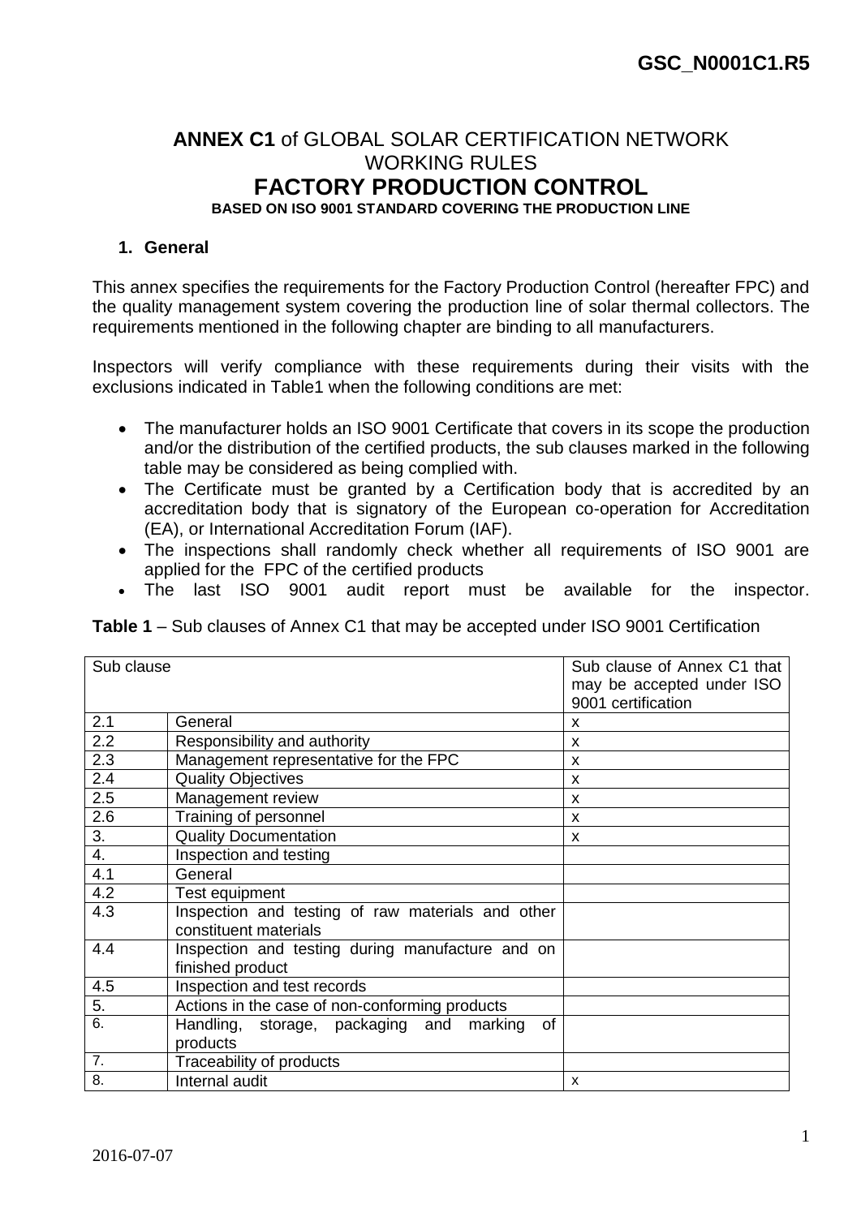GSC_N0001C1.R5

# ANNEX C1 of GLOBAL SOLAR CERTIFICATION NETWORK WORKING RULES

# FACTORY PRODUCTION CONTROL

**BASED ON ISO 9001 STANDARD COVERING THE PRODUCTION LINE**

## 1. General

This annex specifies the requirements for the Factory Production Control (hereafter FPC) and the quality management system covering the production line of solar thermal collectors. The requirements mentioned in the following chapter are binding to all manufacturers.

Inspectors will verify compliance with these requirements during their visits with the exclusions indicated in Table1 when the following conditions are met:

- The manufacturer holds an ISO 9001 Certificate that covers in its scope the production and/or the distribution of the certified products, the sub clauses marked in the following table may be considered as being complied with.
- The Certificate must be granted by a Certification body that is accredited by an accreditation body that is signatory of the European co-operation for Accreditation (EA), or International Accreditation Forum (IAF).
- The inspections shall randomly check whether all requirements of ISO 9001 are applied for the FPC of the certified products
- The last ISO 9001 audit report must be available for the inspector.

**Table 1** – Sub clauses of Annex C1 that may be accepted under ISO 9001 Certification

| Sub clause | | Sub clause of Annex C1 that may be accepted under ISO 9001 certification |
|---|---|---|
| 2.1 | General | x |
| 2.2 | Responsibility and authority | x |
| 2.3 | Management representative for the FPC | x |
| 2.4 | Quality Objectives | x |
| 2.5 | Management review | x |
| 2.6 | Training of personnel | x |
| 3. | Quality Documentation | x |
| 4. | Inspection and testing | |
| 4.1 | General | |
| 4.2 | Test equipment | |
| 4.3 | Inspection and testing of raw materials and other constituent materials | |
| 4.4 | Inspection and testing during manufacture and on finished product | |
| 4.5 | Inspection and test records | |
| 5. | Actions in the case of non-conforming products | |
| 6. | Handling, storage, packaging and marking of products | |
| 7. | Traceability of products | |
| 8. | Internal audit | x |

2016-07-07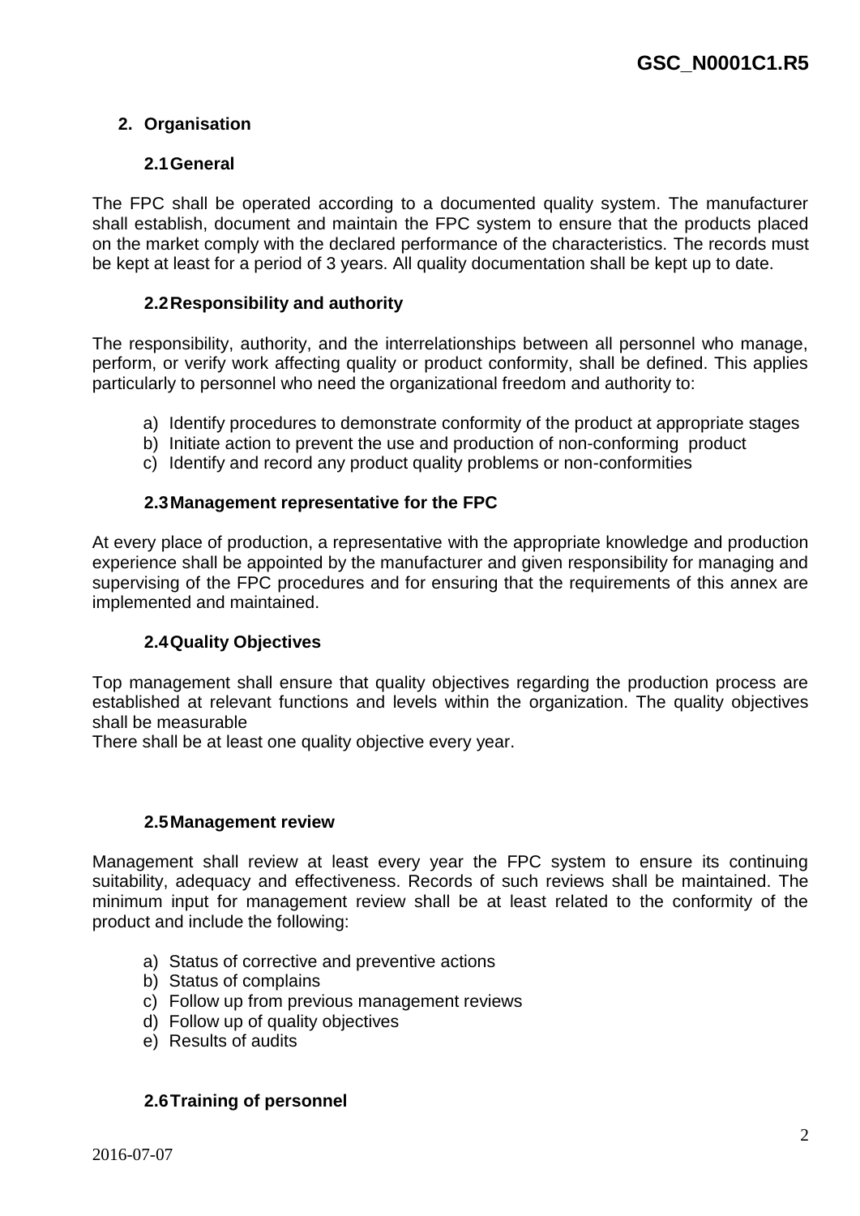## 2. Organisation

### 2.1 General

The FPC shall be operated according to a documented quality system. The manufacturer shall establish, document and maintain the FPC system to ensure that the products placed on the market comply with the declared performance of the characteristics. The records must be kept at least for a period of 3 years. All quality documentation shall be kept up to date.

### 2.2 Responsibility and authority

The responsibility, authority, and the interrelationships between all personnel who manage, perform, or verify work affecting quality or product conformity, shall be defined. This applies particularly to personnel who need the organizational freedom and authority to:

a) Identify procedures to demonstrate conformity of the product at appropriate stages
b) Initiate action to prevent the use and production of non-conforming product
c) Identify and record any product quality problems or non-conformities

### 2.3 Management representative for the FPC

At every place of production, a representative with the appropriate knowledge and production experience shall be appointed by the manufacturer and given responsibility for managing and supervising of the FPC procedures and for ensuring that the requirements of this annex are implemented and maintained.

### 2.4 Quality Objectives

Top management shall ensure that quality objectives regarding the production process are established at relevant functions and levels within the organization. The quality objectives shall be measurable
There shall be at least one quality objective every year.

### 2.5 Management review

Management shall review at least every year the FPC system to ensure its continuing suitability, adequacy and effectiveness. Records of such reviews shall be maintained. The minimum input for management review shall be at least related to the conformity of the product and include the following:

a) Status of corrective and preventive actions
b) Status of complains
c) Follow up from previous management reviews
d) Follow up of quality objectives
e) Results of audits

### 2.6 Training of personnel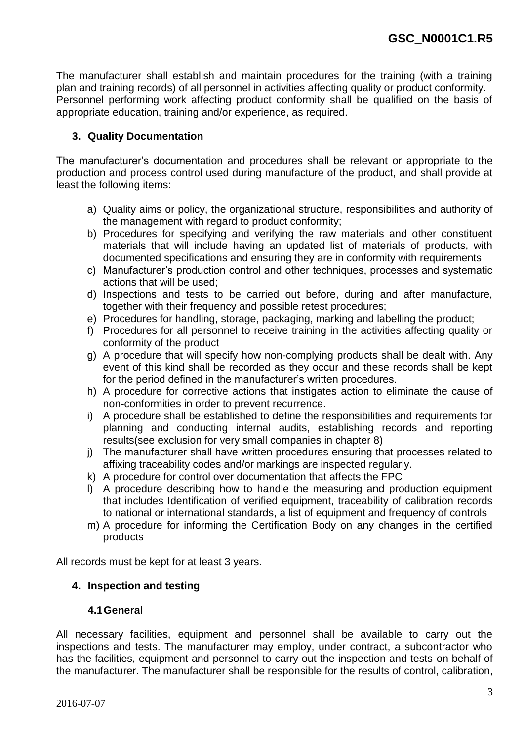The manufacturer shall establish and maintain procedures for the training (with a training plan and training records) of all personnel in activities affecting quality or product conformity. Personnel performing work affecting product conformity shall be qualified on the basis of appropriate education, training and/or experience, as required.

## 3. Quality Documentation

The manufacturer's documentation and procedures shall be relevant or appropriate to the production and process control used during manufacture of the product, and shall provide at least the following items:

a) Quality aims or policy, the organizational structure, responsibilities and authority of the management with regard to product conformity;
b) Procedures for specifying and verifying the raw materials and other constituent materials that will include having an updated list of materials of products, with documented specifications and ensuring they are in conformity with requirements
c) Manufacturer's production control and other techniques, processes and systematic actions that will be used;
d) Inspections and tests to be carried out before, during and after manufacture, together with their frequency and possible retest procedures;
e) Procedures for handling, storage, packaging, marking and labelling the product;
f) Procedures for all personnel to receive training in the activities affecting quality or conformity of the product
g) A procedure that will specify how non-complying products shall be dealt with. Any event of this kind shall be recorded as they occur and these records shall be kept for the period defined in the manufacturer's written procedures.
h) A procedure for corrective actions that instigates action to eliminate the cause of non-conformities in order to prevent recurrence.
i) A procedure shall be established to define the responsibilities and requirements for planning and conducting internal audits, establishing records and reporting results(see exclusion for very small companies in chapter 8)
j) The manufacturer shall have written procedures ensuring that processes related to affixing traceability codes and/or markings are inspected regularly.
k) A procedure for control over documentation that affects the FPC
l) A procedure describing how to handle the measuring and production equipment that includes Identification of verified equipment, traceability of calibration records to national or international standards, a list of equipment and frequency of controls
m) A procedure for informing the Certification Body on any changes in the certified products

All records must be kept for at least 3 years.

## 4. Inspection and testing

### 4.1 General

All necessary facilities, equipment and personnel shall be available to carry out the inspections and tests. The manufacturer may employ, under contract, a subcontractor who has the facilities, equipment and personnel to carry out the inspection and tests on behalf of the manufacturer. The manufacturer shall be responsible for the results of control, calibration,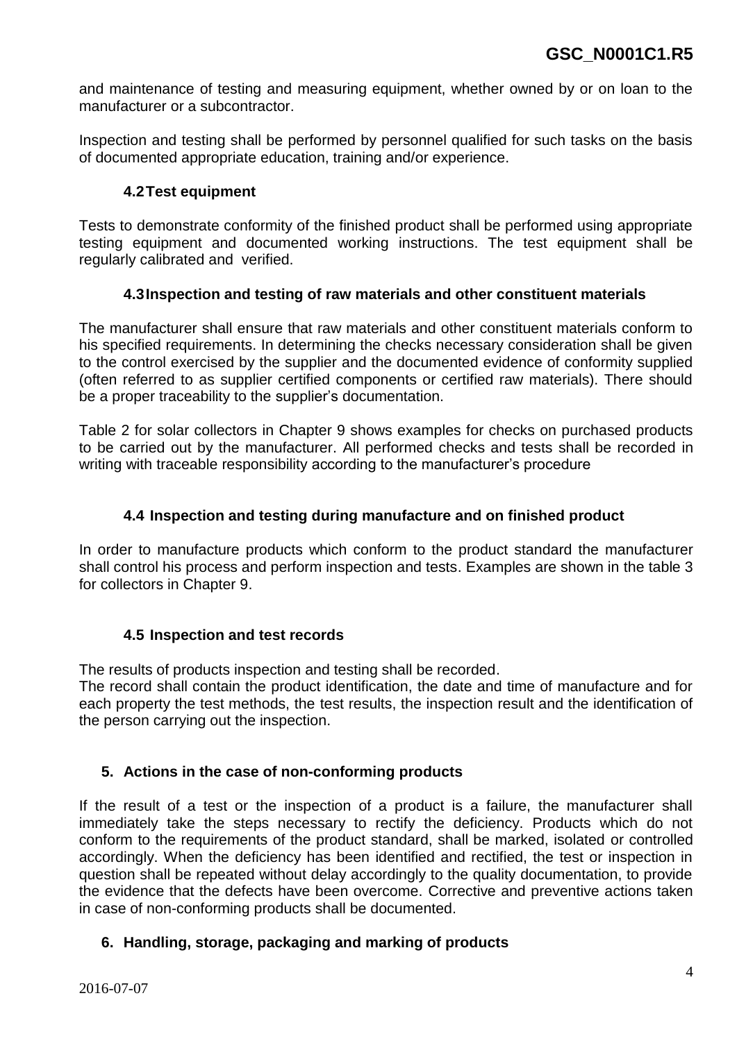and maintenance of testing and measuring equipment, whether owned by or on loan to the manufacturer or a subcontractor.

Inspection and testing shall be performed by personnel qualified for such tasks on the basis of documented appropriate education, training and/or experience.

### 4.2 Test equipment

Tests to demonstrate conformity of the finished product shall be performed using appropriate testing equipment and documented working instructions. The test equipment shall be regularly calibrated and verified.

### 4.3 Inspection and testing of raw materials and other constituent materials

The manufacturer shall ensure that raw materials and other constituent materials conform to his specified requirements. In determining the checks necessary consideration shall be given to the control exercised by the supplier and the documented evidence of conformity supplied (often referred to as supplier certified components or certified raw materials). There should be a proper traceability to the supplier's documentation.

Table 2 for solar collectors in Chapter 9 shows examples for checks on purchased products to be carried out by the manufacturer. All performed checks and tests shall be recorded in writing with traceable responsibility according to the manufacturer's procedure

### 4.4 Inspection and testing during manufacture and on finished product

In order to manufacture products which conform to the product standard the manufacturer shall control his process and perform inspection and tests. Examples are shown in the table 3 for collectors in Chapter 9.

### 4.5 Inspection and test records

The results of products inspection and testing shall be recorded.
The record shall contain the product identification, the date and time of manufacture and for each property the test methods, the test results, the inspection result and the identification of the person carrying out the inspection.

## 5. Actions in the case of non-conforming products

If the result of a test or the inspection of a product is a failure, the manufacturer shall immediately take the steps necessary to rectify the deficiency. Products which do not conform to the requirements of the product standard, shall be marked, isolated or controlled accordingly. When the deficiency has been identified and rectified, the test or inspection in question shall be repeated without delay accordingly to the quality documentation, to provide the evidence that the defects have been overcome. Corrective and preventive actions taken in case of non-conforming products shall be documented.

## 6. Handling, storage, packaging and marking of products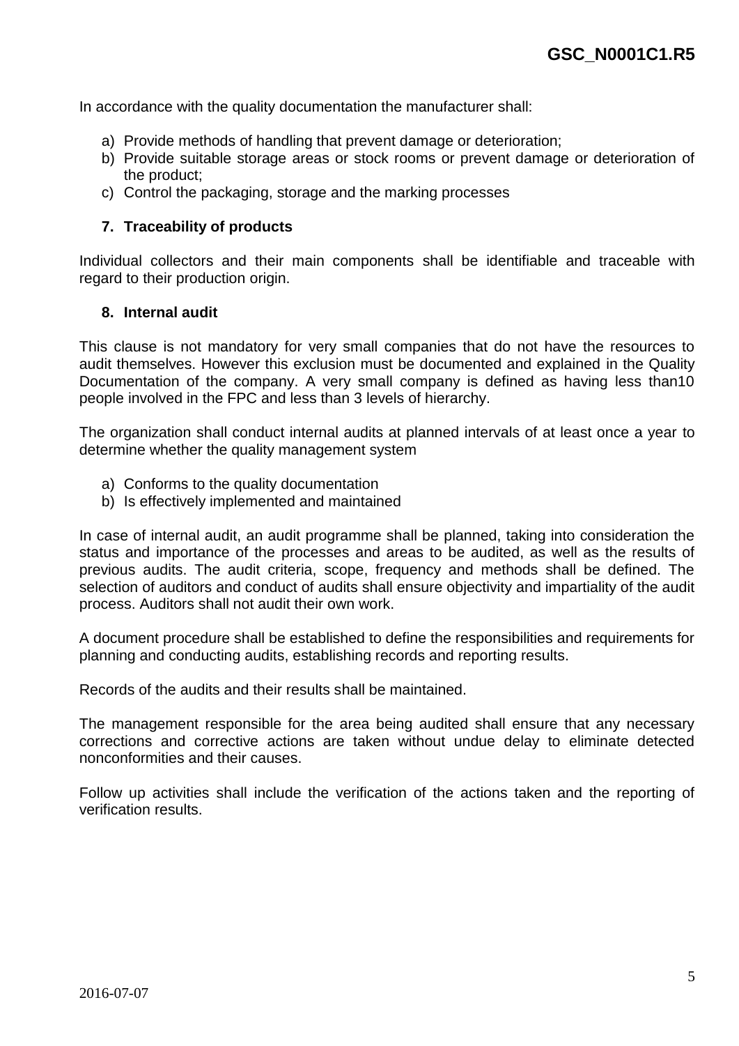In accordance with the quality documentation the manufacturer shall:

a) Provide methods of handling that prevent damage or deterioration;
b) Provide suitable storage areas or stock rooms or prevent damage or deterioration of the product;
c) Control the packaging, storage and the marking processes

## 7. Traceability of products

Individual collectors and their main components shall be identifiable and traceable with regard to their production origin.

## 8. Internal audit

This clause is not mandatory for very small companies that do not have the resources to audit themselves. However this exclusion must be documented and explained in the Quality Documentation of the company. A very small company is defined as having less than10 people involved in the FPC and less than 3 levels of hierarchy.

The organization shall conduct internal audits at planned intervals of at least once a year to determine whether the quality management system

a) Conforms to the quality documentation
b) Is effectively implemented and maintained

In case of internal audit, an audit programme shall be planned, taking into consideration the status and importance of the processes and areas to be audited, as well as the results of previous audits. The audit criteria, scope, frequency and methods shall be defined. The selection of auditors and conduct of audits shall ensure objectivity and impartiality of the audit process. Auditors shall not audit their own work.

A document procedure shall be established to define the responsibilities and requirements for planning and conducting audits, establishing records and reporting results.

Records of the audits and their results shall be maintained.

The management responsible for the area being audited shall ensure that any necessary corrections and corrective actions are taken without undue delay to eliminate detected nonconformities and their causes.

Follow up activities shall include the verification of the actions taken and the reporting of verification results.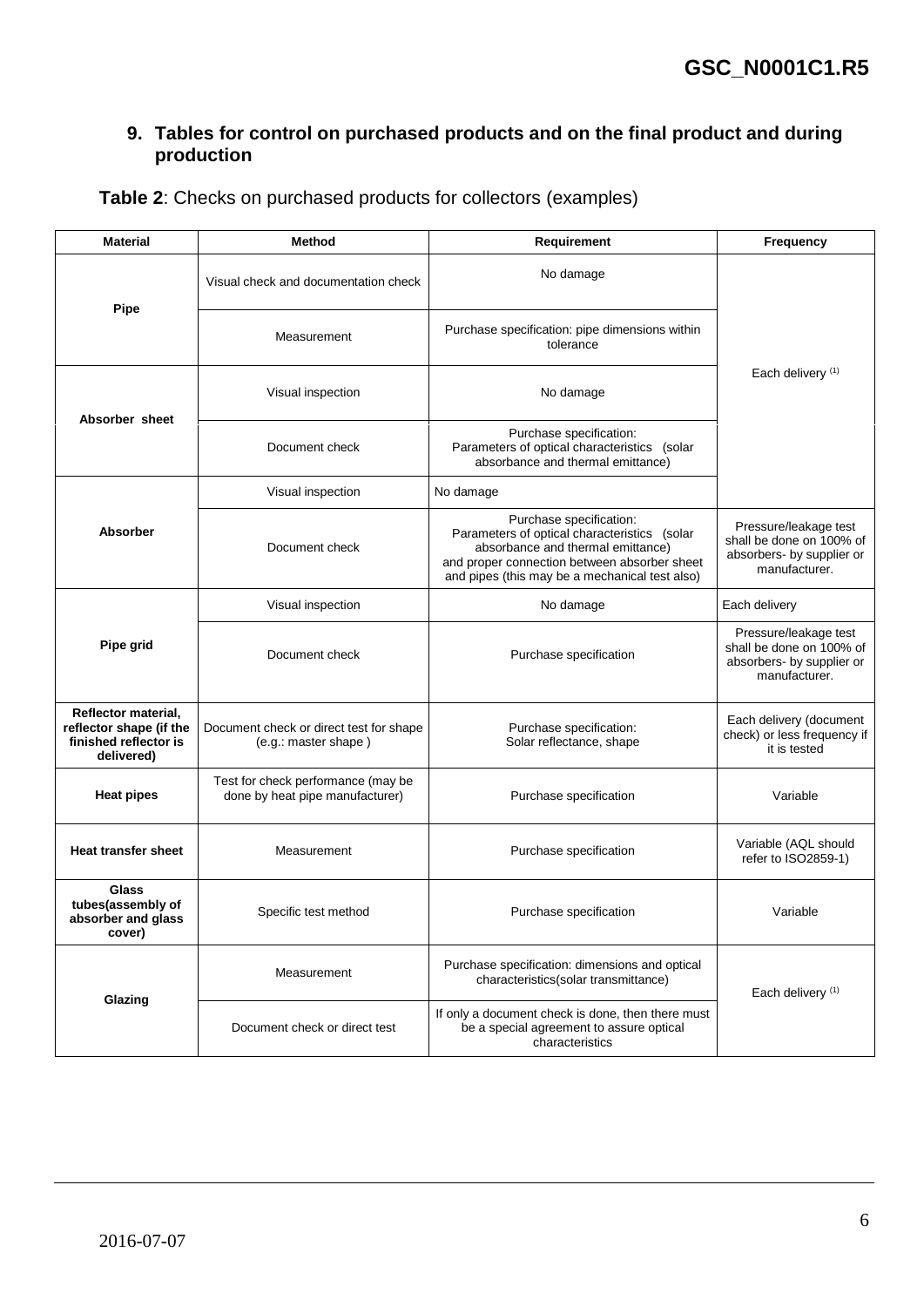## 9. Tables for control on purchased products and on the final product and during production

**Table 2**: Checks on purchased products for collectors (examples)

| Material | Method | Requirement | Frequency |
|---|---|---|---|
| **Pipe** | Visual check and documentation check | No damage | Each delivery (1) |
| | Measurement | Purchase specification: pipe dimensions within tolerance | |
| **Absorber sheet** | Visual inspection | No damage | |
| | Document check | Purchase specification: Parameters of optical characteristics (solar absorbance and thermal emittance) | |
| **Absorber** | Visual inspection | No damage | |
| | Document check | Purchase specification: Parameters of optical characteristics (solar absorbance and thermal emittance) and proper connection between absorber sheet and pipes (this may be a mechanical test also) | Pressure/leakage test shall be done on 100% of absorbers- by supplier or manufacturer. |
| **Pipe grid** | Visual inspection | No damage | Each delivery |
| | Document check | Purchase specification | Pressure/leakage test shall be done on 100% of absorbers- by supplier or manufacturer. |
| **Reflector material, reflector shape (if the finished reflector is delivered)** | Document check or direct test for shape (e.g.: master shape ) | Purchase specification: Solar reflectance, shape | Each delivery (document check) or less frequency if it is tested |
| **Heat pipes** | Test for check performance (may be done by heat pipe manufacturer) | Purchase specification | Variable |
| **Heat transfer sheet** | Measurement | Purchase specification | Variable (AQL should refer to ISO2859-1) |
| **Glass tubes(assembly of absorber and glass cover)** | Specific test method | Purchase specification | Variable |
| **Glazing** | Measurement | Purchase specification: dimensions and optical characteristics(solar transmittance) | Each delivery (1) |
| | Document check or direct test | If only a document check is done, then there must be a special agreement to assure optical characteristics | |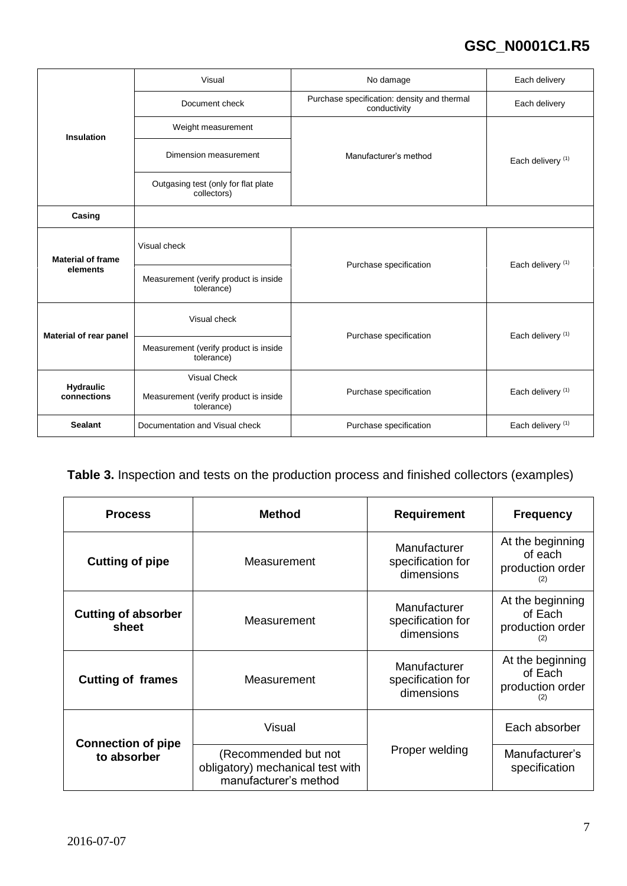| | | | |
|---|---|---|---|
| **Insulation** | Visual | No damage | Each delivery |
| | Document check | Purchase specification: density and thermal conductivity | Each delivery |
| | Weight measurement | Manufacturer's method | Each delivery [(1)] |
| | Dimension measurement | | |
| | Outgasing test (only for flat plate collectors) | | |
| **Casing** | | | |
| **Material of frame elements** | Visual check | Purchase specification | Each delivery [(1)] |
| | Measurement (verify product is inside tolerance) | | |
| **Material of rear panel** | Visual check | Purchase specification | Each delivery [(1)] |
| | Measurement (verify product is inside tolerance) | | |
| **Hydraulic connections** | Visual Check<br>Measurement (verify product is inside tolerance) | Purchase specification | Each delivery [(1)] |
| **Sealant** | Documentation and Visual check | Purchase specification | Each delivery [(1)] |

**Table 3.** Inspection and tests on the production process and finished collectors (examples)

| Process | Method | Requirement | Frequency |
|---|---|---|---|
| **Cutting of pipe** | Measurement | Manufacturer specification for dimensions | At the beginning of each production order [(2)] |
| **Cutting of absorber sheet** | Measurement | Manufacturer specification for dimensions | At the beginning of Each production order [(2)] |
| **Cutting of frames** | Measurement | Manufacturer specification for dimensions | At the beginning of Each production order [(2)] |
| **Connection of pipe to absorber** | Visual | Proper welding | Each absorber |
| | (Recommended but not obligatory) mechanical test with manufacturer's method | | Manufacturer's specification |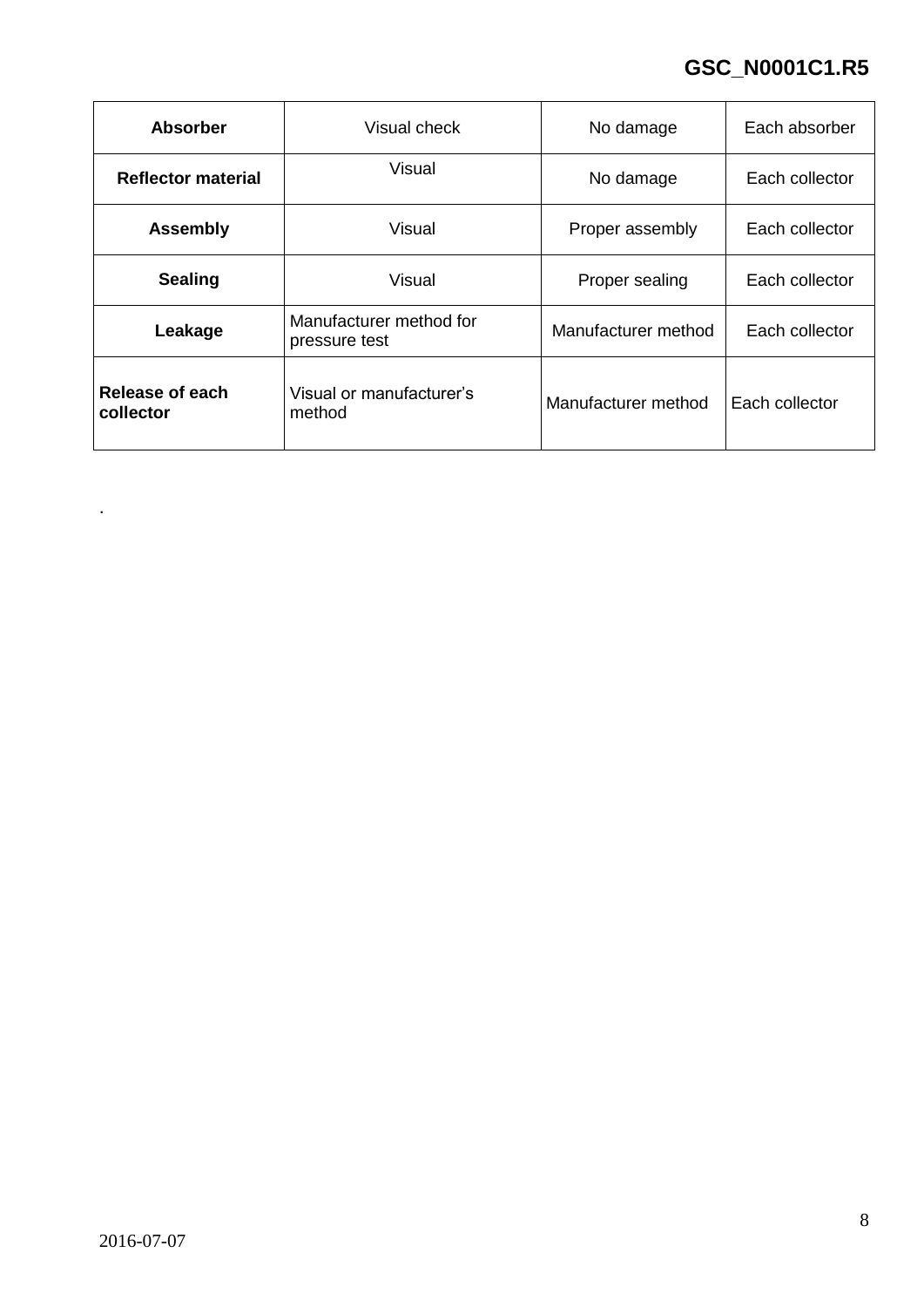| | | | |
|---|---|---|---|
| **Absorber** | Visual check | No damage | Each absorber |
| **Reflector material** | Visual | No damage | Each collector |
| **Assembly** | Visual | Proper assembly | Each collector |
| **Sealing** | Visual | Proper sealing | Each collector |
| **Leakage** | Manufacturer method for pressure test | Manufacturer method | Each collector |
| **Release of each collector** | Visual or manufacturer's method | Manufacturer method | Each collector |

.

2016-07-07